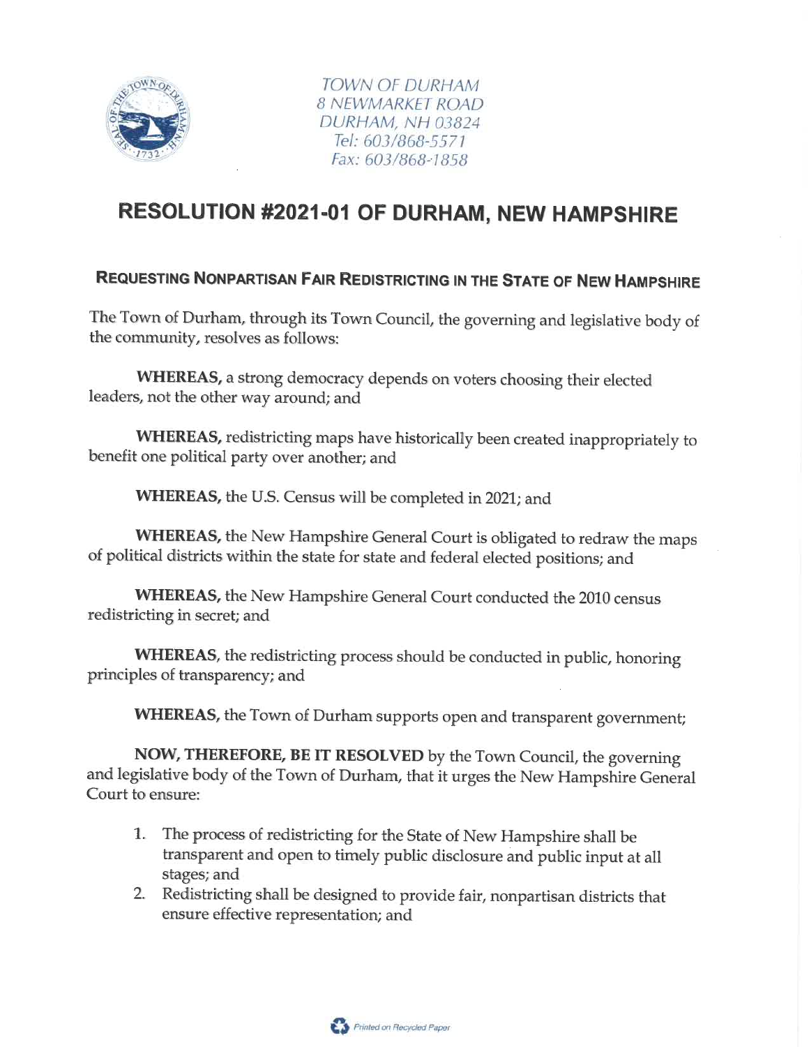TOWN OF DURHAM
8 NEWMARKET ROAD
DURHAM, NH 03824
Tel: 603/868-5571
Fax: 603/868-1858

# RESOLUTION #2021-01 OF DURHAM, NEW HAMPSHIRE

## REQUESTING NONPARTISAN FAIR REDISTRICTING IN THE STATE OF NEW HAMPSHIRE

The Town of Durham, through its Town Council, the governing and legislative body of the community, resolves as follows:

**WHEREAS,** a strong democracy depends on voters choosing their elected leaders, not the other way around; and

**WHEREAS,** redistricting maps have historically been created inappropriately to benefit one political party over another; and

**WHEREAS,** the U.S. Census will be completed in 2021; and

**WHEREAS,** the New Hampshire General Court is obligated to redraw the maps of political districts within the state for state and federal elected positions; and

**WHEREAS,** the New Hampshire General Court conducted the 2010 census redistricting in secret; and

**WHEREAS**, the redistricting process should be conducted in public, honoring principles of transparency; and

**WHEREAS,** the Town of Durham supports open and transparent government;

**NOW, THEREFORE, BE IT RESOLVED** by the Town Council, the governing and legislative body of the Town of Durham, that it urges the New Hampshire General Court to ensure:

1. The process of redistricting for the State of New Hampshire shall be transparent and open to timely public disclosure and public input at all stages; and
2. Redistricting shall be designed to provide fair, nonpartisan districts that ensure effective representation; and

Printed on Recycled Paper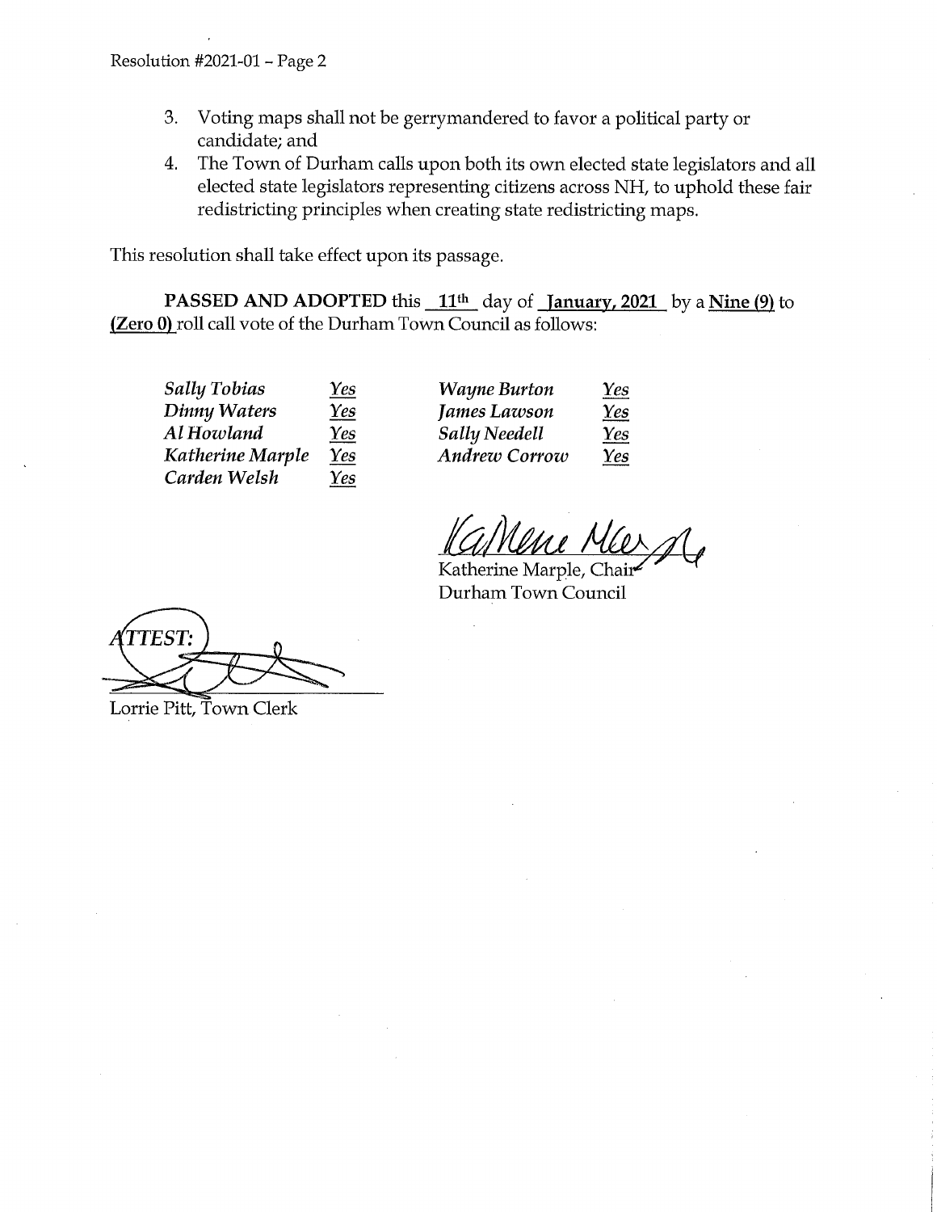3. Voting maps shall not be gerrymandered to favor a political party or candidate; and
4. The Town of Durham calls upon both its own elected state legislators and all elected state legislators representing citizens across NH, to uphold these fair redistricting principles when creating state redistricting maps.

This resolution shall take effect upon its passage.

**PASSED AND ADOPTED** this **11th** day of **January, 2021** by a **Nine (9)** to **(Zero 0)** roll call vote of the Durham Town Council as follows:

| | | | |
|---|---|---|---|
| *Sally Tobias* | *Yes* | *Wayne Burton* | *Yes* |
| *Dinny Waters* | *Yes* | *James Lawson* | *Yes* |
| *Al Howland* | *Yes* | *Sally Needell* | *Yes* |
| *Katherine Marple* | *Yes* | *Andrew Corrow* | *Yes* |
| *Carden Welsh* | *Yes* | | |

Katherine Marple, Chair
Durham Town Council

ATTEST:

Lorrie Pitt, Town Clerk